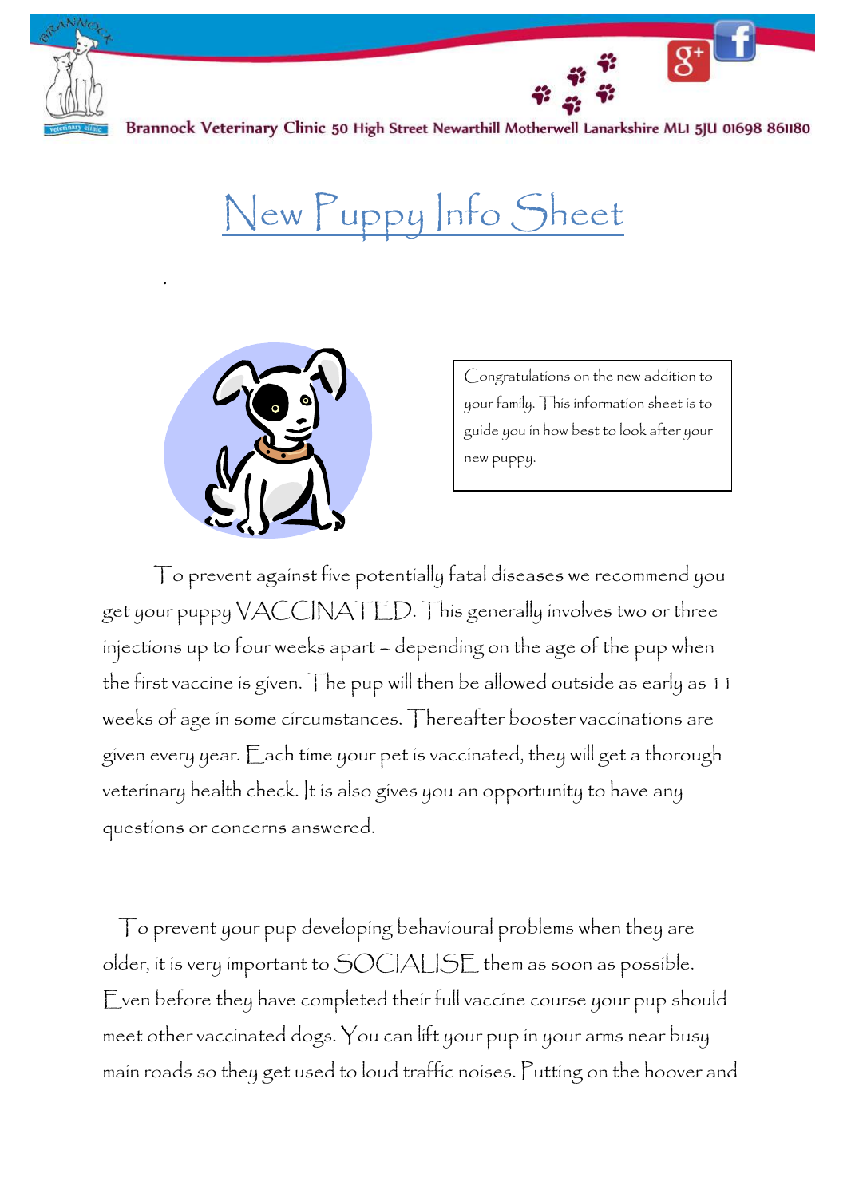Brannock Veterinary Clinic 50 High Street Newarthill Motherwell Lanarkshire ML1 5JU 01698 861180

# New Puppy Info Sheet

Congratulations on the new addition to your family. This information sheet is to guide you in how best to look after your new puppy.

To prevent against five potentially fatal diseases we recommend you get your puppy VACCINATED. This generally involves two or three injections up to four weeks apart – depending on the age of the pup when the first vaccine is given. The pup will then be allowed outside as early as 11 weeks of age in some circumstances. Thereafter booster vaccinations are given every year. Each time your pet is vaccinated, they will get a thorough veterinary health check. It is also gives you an opportunity to have any questions or concerns answered.

To prevent your pup developing behavioural problems when they are older, it is very important to SOCIALISE them as soon as possible. Even before they have completed their full vaccine course your pup should meet other vaccinated dogs. You can lift your pup in your arms near busy main roads so they get used to loud traffic noises. Putting on the hoover and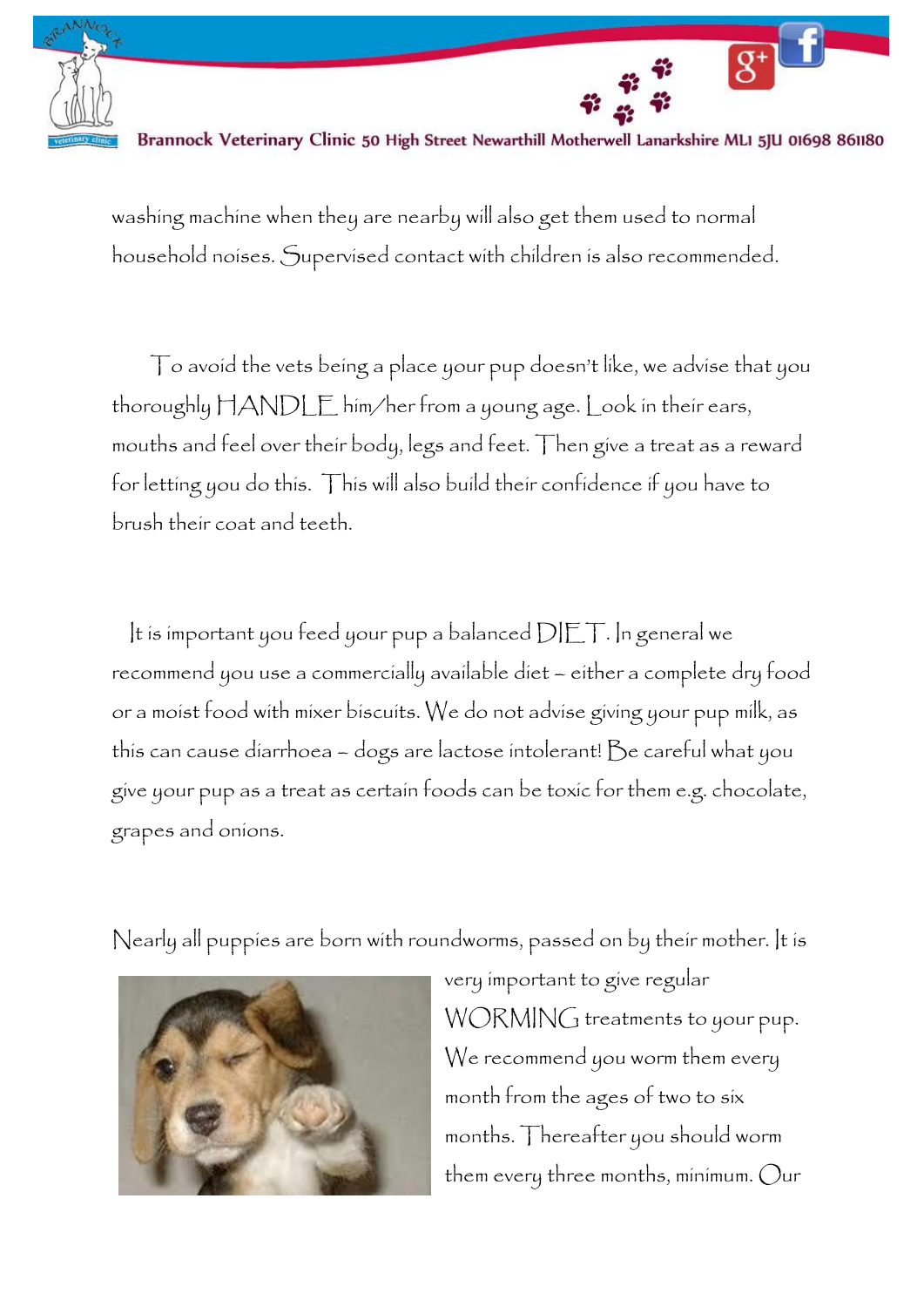washing machine when they are nearby will also get them used to normal household noises. Supervised contact with children is also recommended.

To avoid the vets being a place your pup doesn't like, we advise that you thoroughly HANDLE him/her from a young age. Look in their ears, mouths and feel over their body, legs and feet. Then give a treat as a reward for letting you do this. This will also build their confidence if you have to brush their coat and teeth.

It is important you feed your pup a balanced DIET. In general we recommend you use a commercially available diet – either a complete dry food or a moist food with mixer biscuits. We do not advise giving your pup milk, as this can cause diarrhoea – dogs are lactose intolerant! Be careful what you give your pup as a treat as certain foods can be toxic for them e.g. chocolate, grapes and onions.

Nearly all puppies are born with roundworms, passed on by their mother. It is very important to give regular WORMING treatments to your pup. We recommend you worm them every month from the ages of two to six months. Thereafter you should worm them every three months, minimum. Our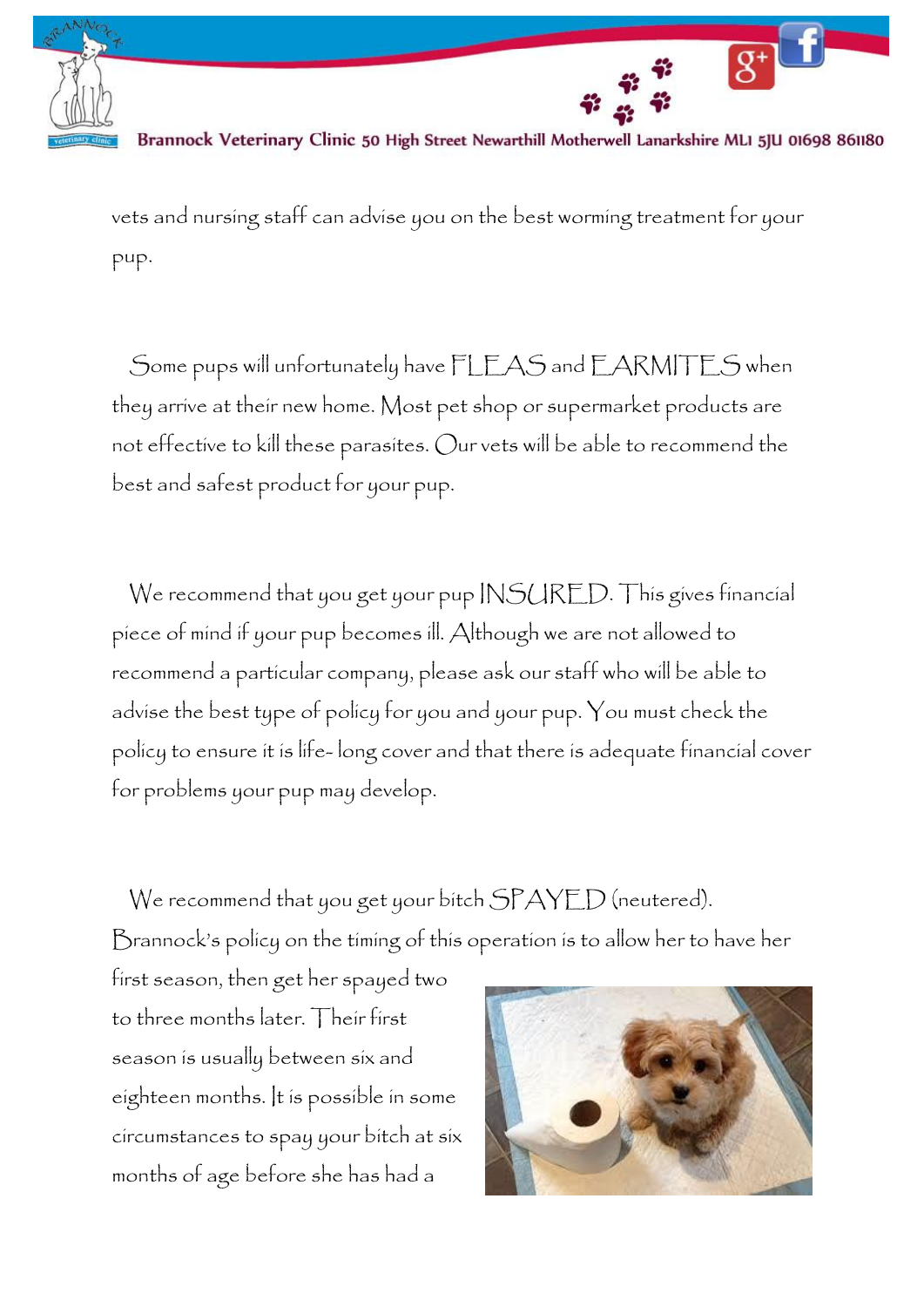vets and nursing staff can advise you on the best worming treatment for your pup.

Some pups will unfortunately have FLEAS and EARMITES when they arrive at their new home. Most pet shop or supermarket products are not effective to kill these parasites. Our vets will be able to recommend the best and safest product for your pup.

We recommend that you get your pup INSURED. This gives financial piece of mind if your pup becomes ill. Although we are not allowed to recommend a particular company, please ask our staff who will be able to advise the best type of policy for you and your pup. You must check the policy to ensure it is life- long cover and that there is adequate financial cover for problems your pup may develop.

We recommend that you get your bitch SPAYED (neutered). Brannock's policy on the timing of this operation is to allow her to have her first season, then get her spayed two to three months later. Their first season is usually between six and eighteen months. It is possible in some circumstances to spay your bitch at six months of age before she has had a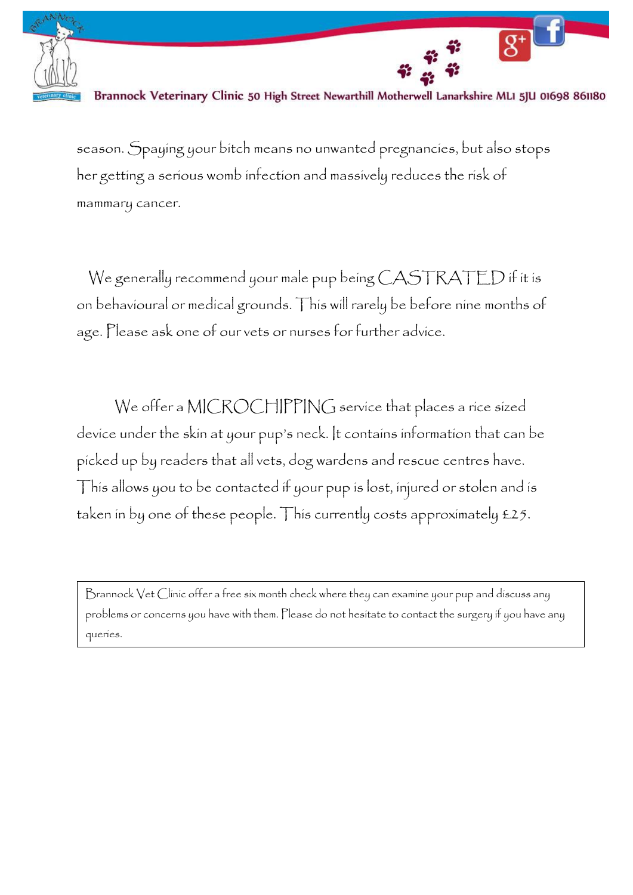season. Spaying your bitch means no unwanted pregnancies, but also stops her getting a serious womb infection and massively reduces the risk of mammary cancer.

We generally recommend your male pup being CASTRATED if it is on behavioural or medical grounds. This will rarely be before nine months of age. Please ask one of our vets or nurses for further advice.

We offer a MICROCHIPPING service that places a rice sized device under the skin at your pup's neck. It contains information that can be picked up by readers that all vets, dog wardens and rescue centres have. This allows you to be contacted if your pup is lost, injured or stolen and is taken in by one of these people. This currently costs approximately £25.

| |
|---|
| Brannock Vet Clinic offer a free six month check where they can examine your pup and discuss any problems or concerns you have with them. Please do not hesitate to contact the surgery if you have any queries. |